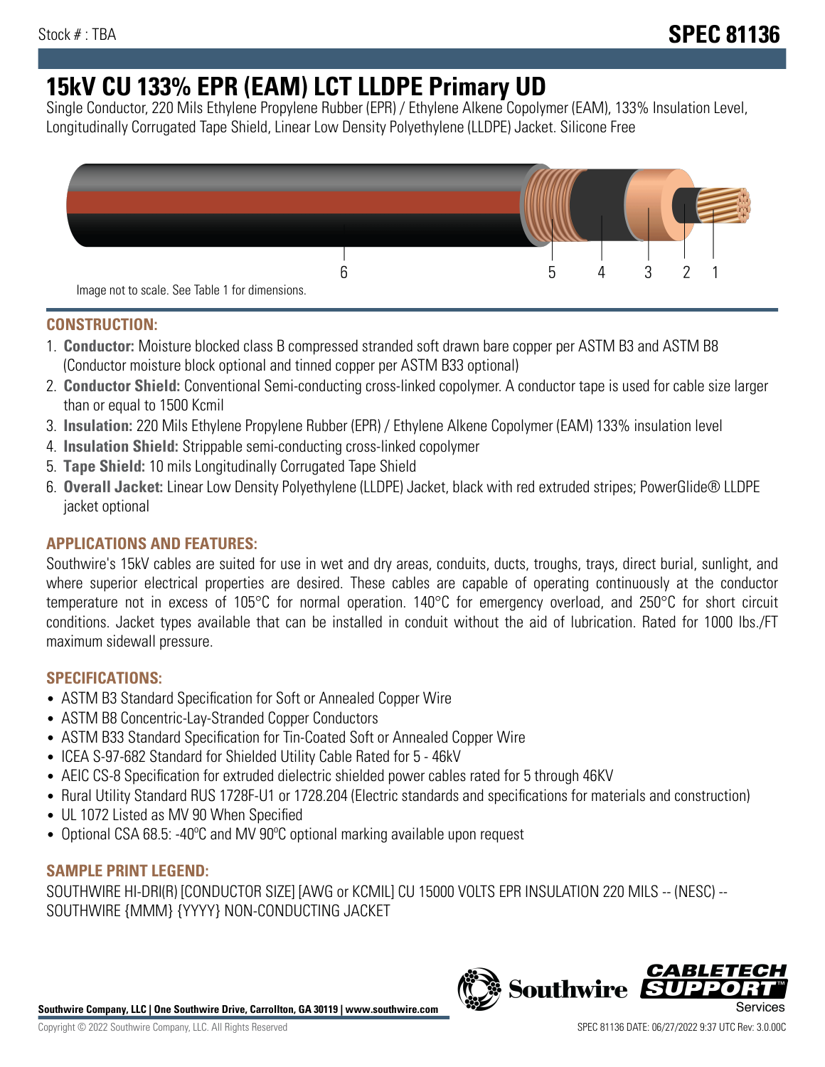Stock # : TBA

**SPEC 81136**

# 15kV CU 133% EPR (EAM) LCT LLDPE Primary UD

Single Conductor, 220 Mils Ethylene Propylene Rubber (EPR) / Ethylene Alkene Copolymer (EAM), 133% Insulation Level, Longitudinally Corrugated Tape Shield, Linear Low Density Polyethylene (LLDPE) Jacket. Silicone Free

Image not to scale. See Table 1 for dimensions.

## CONSTRUCTION:

1. **Conductor:** Moisture blocked class B compressed stranded soft drawn bare copper per ASTM B3 and ASTM B8 (Conductor moisture block optional and tinned copper per ASTM B33 optional)
2. **Conductor Shield:** Conventional Semi-conducting cross-linked copolymer. A conductor tape is used for cable size larger than or equal to 1500 Kcmil
3. **Insulation:** 220 Mils Ethylene Propylene Rubber (EPR) / Ethylene Alkene Copolymer (EAM) 133% insulation level
4. **Insulation Shield:** Strippable semi-conducting cross-linked copolymer
5. **Tape Shield:** 10 mils Longitudinally Corrugated Tape Shield
6. **Overall Jacket:** Linear Low Density Polyethylene (LLDPE) Jacket, black with red extruded stripes; PowerGlide® LLDPE jacket optional

## APPLICATIONS AND FEATURES:

Southwire's 15kV cables are suited for use in wet and dry areas, conduits, ducts, troughs, trays, direct burial, sunlight, and where superior electrical properties are desired. These cables are capable of operating continuously at the conductor temperature not in excess of 105°C for normal operation. 140°C for emergency overload, and 250°C for short circuit conditions. Jacket types available that can be installed in conduit without the aid of lubrication. Rated for 1000 lbs./FT maximum sidewall pressure.

## SPECIFICATIONS:

- ASTM B3 Standard Specification for Soft or Annealed Copper Wire
- ASTM B8 Concentric-Lay-Stranded Copper Conductors
- ASTM B33 Standard Specification for Tin-Coated Soft or Annealed Copper Wire
- ICEA S-97-682 Standard for Shielded Utility Cable Rated for 5 - 46kV
- AEIC CS-8 Specification for extruded dielectric shielded power cables rated for 5 through 46KV
- Rural Utility Standard RUS 1728F-U1 or 1728.204 (Electric standards and specifications for materials and construction)
- UL 1072 Listed as MV 90 When Specified
- Optional CSA 68.5: -40ºC and MV 90ºC optional marking available upon request

## SAMPLE PRINT LEGEND:

SOUTHWIRE HI-DRI(R) [CONDUCTOR SIZE] [AWG or KCMIL] CU 15000 VOLTS EPR INSULATION 220 MILS -- (NESC) -- SOUTHWIRE {MMM} {YYYY} NON-CONDUCTING JACKET

**Southwire Company, LLC | One Southwire Drive, Carrollton, GA 30119 | www.southwire.com**

Copyright © 2022 Southwire Company, LLC. All Rights Reserved

SPEC 81136 DATE: 06/27/2022 9:37 UTC Rev: 3.0.00C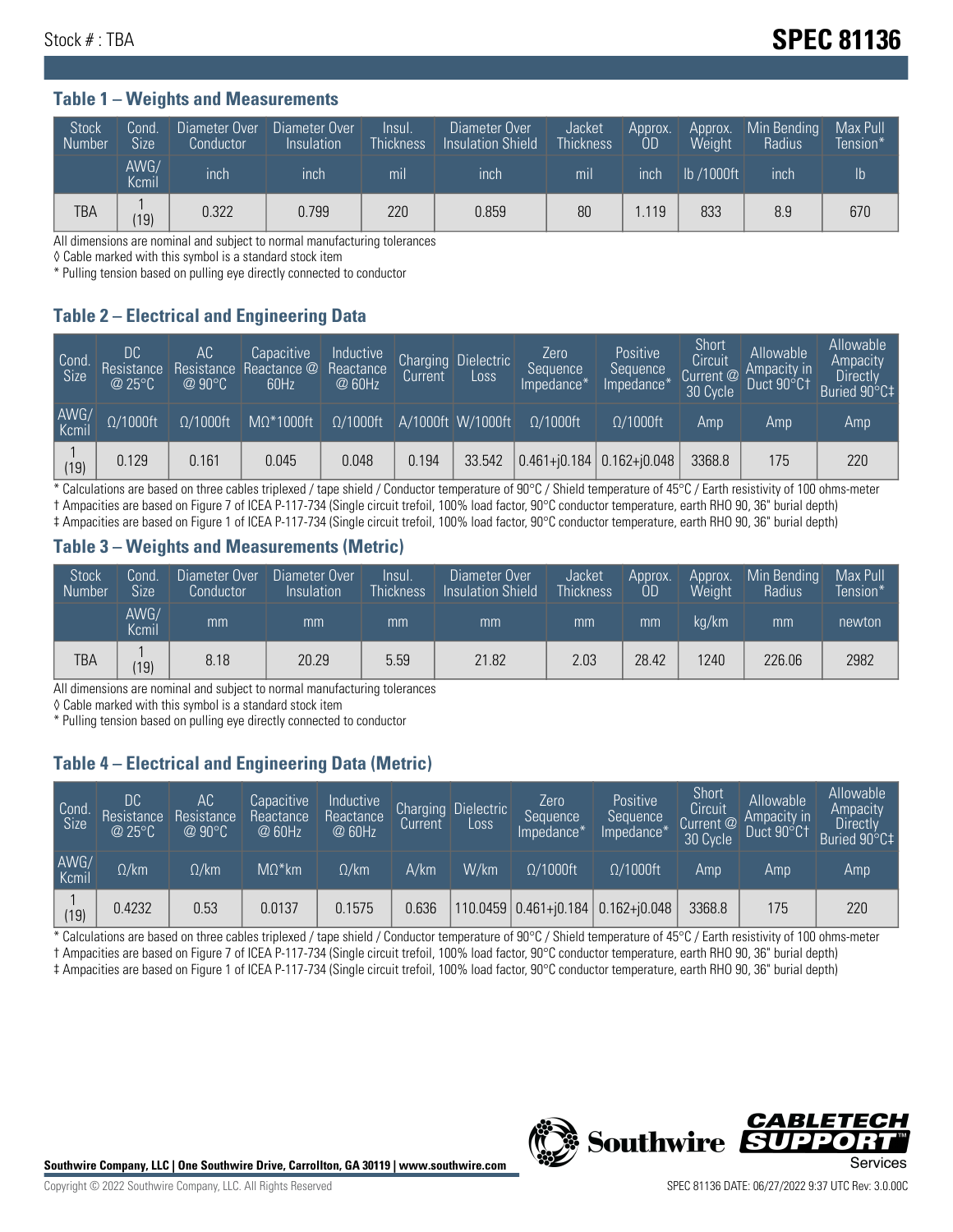Stock # : TBA

# SPEC 81136

### Table 1 – Weights and Measurements

| Stock Number | Cond. Size | Diameter Over Conductor | Diameter Over Insulation | Insul. Thickness | Diameter Over Insulation Shield | Jacket Thickness | Approx. OD | Approx. Weight | Min Bending Radius | Max Pull Tension* |
|---|---|---|---|---|---|---|---|---|---|---|
| | AWG/ Kcmil | inch | inch | mil | inch | mil | inch | lb /1000ft | inch | lb |
| TBA | 1 (19) | 0.322 | 0.799 | 220 | 0.859 | 80 | 1.119 | 833 | 8.9 | 670 |

All dimensions are nominal and subject to normal manufacturing tolerances
◊ Cable marked with this symbol is a standard stock item
* Pulling tension based on pulling eye directly connected to conductor

### Table 2 – Electrical and Engineering Data

| Cond. Size | DC Resistance @ 25°C | AC Resistance @ 90°C | Capacitive Reactance @ 60Hz | Inductive Reactance @ 60Hz | Charging Current | Dielectric Loss | Zero Sequence Impedance* | Positive Sequence Impedance* | Short Circuit Current @ 30 Cycle | Allowable Ampacity in Duct 90°C† | Allowable Ampacity Directly Buried 90°C‡ |
|---|---|---|---|---|---|---|---|---|---|---|---|
| AWG/ Kcmil | Ω/1000ft | Ω/1000ft | MΩ*1000ft | Ω/1000ft | A/1000ft | W/1000ft | Ω/1000ft | Ω/1000ft | Amp | Amp | Amp |
| 1 (19) | 0.129 | 0.161 | 0.045 | 0.048 | 0.194 | 33.542 | 0.461+j0.184 | 0.162+j0.048 | 3368.8 | 175 | 220 |

* Calculations are based on three cables triplexed / tape shield / Conductor temperature of 90°C / Shield temperature of 45°C / Earth resistivity of 100 ohms-meter
† Ampacities are based on Figure 7 of ICEA P-117-734 (Single circuit trefoil, 100% load factor, 90°C conductor temperature, earth RHO 90, 36" burial depth)
‡ Ampacities are based on Figure 1 of ICEA P-117-734 (Single circuit trefoil, 100% load factor, 90°C conductor temperature, earth RHO 90, 36" burial depth)

### Table 3 – Weights and Measurements (Metric)

| Stock Number | Cond. Size | Diameter Over Conductor | Diameter Over Insulation | Insul. Thickness | Diameter Over Insulation Shield | Jacket Thickness | Approx. OD | Approx. Weight | Min Bending Radius | Max Pull Tension* |
|---|---|---|---|---|---|---|---|---|---|---|
| | AWG/ Kcmil | mm | mm | mm | mm | mm | mm | kg/km | mm | newton |
| TBA | 1 (19) | 8.18 | 20.29 | 5.59 | 21.82 | 2.03 | 28.42 | 1240 | 226.06 | 2982 |

All dimensions are nominal and subject to normal manufacturing tolerances
◊ Cable marked with this symbol is a standard stock item
* Pulling tension based on pulling eye directly connected to conductor

### Table 4 – Electrical and Engineering Data (Metric)

| Cond. Size | DC Resistance @ 25°C | AC Resistance @ 90°C | Capacitive Reactance @ 60Hz | Inductive Reactance @ 60Hz | Charging Current | Dielectric Loss | Zero Sequence Impedance* | Positive Sequence Impedance* | Short Circuit Current @ 30 Cycle | Allowable Ampacity in Duct 90°C† | Allowable Ampacity Directly Buried 90°C‡ |
|---|---|---|---|---|---|---|---|---|---|---|---|
| AWG/ Kcmil | Ω/km | Ω/km | MΩ*km | Ω/km | A/km | W/km | Ω/1000ft | Ω/1000ft | Amp | Amp | Amp |
| 1 (19) | 0.4232 | 0.53 | 0.0137 | 0.1575 | 0.636 | 110.0459 | 0.461+j0.184 | 0.162+j0.048 | 3368.8 | 175 | 220 |

* Calculations are based on three cables triplexed / tape shield / Conductor temperature of 90°C / Shield temperature of 45°C / Earth resistivity of 100 ohms-meter
† Ampacities are based on Figure 7 of ICEA P-117-734 (Single circuit trefoil, 100% load factor, 90°C conductor temperature, earth RHO 90, 36" burial depth)
‡ Ampacities are based on Figure 1 of ICEA P-117-734 (Single circuit trefoil, 100% load factor, 90°C conductor temperature, earth RHO 90, 36" burial depth)

**Southwire Company, LLC | One Southwire Drive, Carrollton, GA 30119 | www.southwire.com**

Copyright © 2022 Southwire Company, LLC. All Rights Reserved

SPEC 81136 DATE: 06/27/2022 9:37 UTC Rev: 3.0.00C